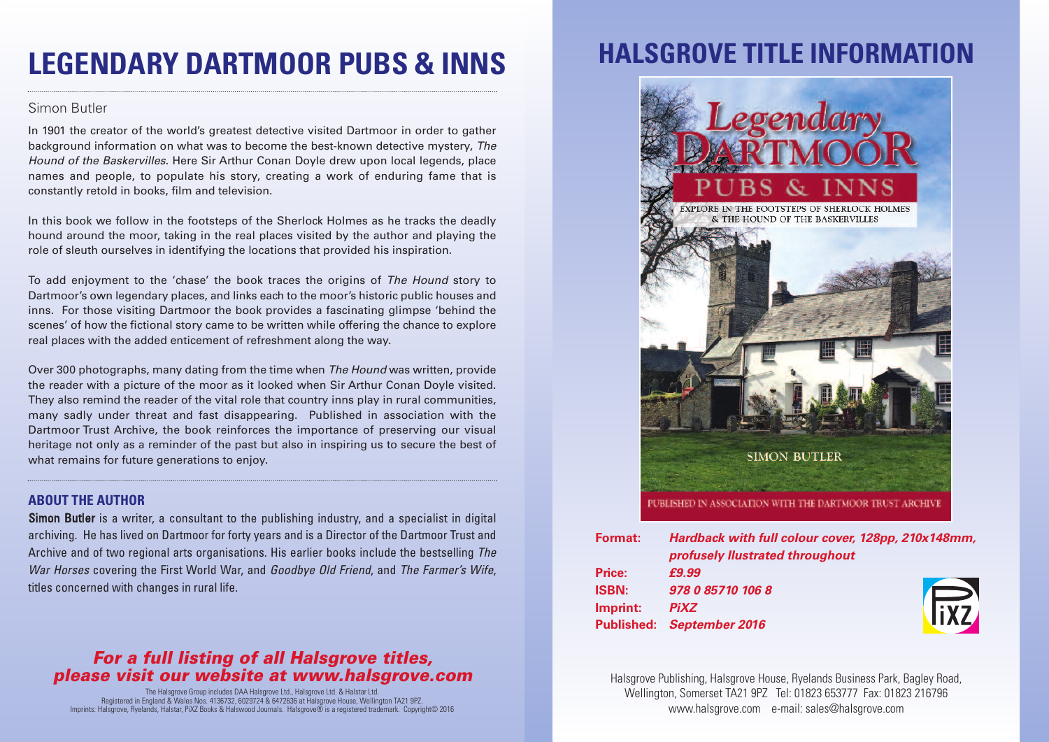# LEGENDARY DARTMOOR PUBS & INNS

Simon Butler

In 1901 the creator of the world's greatest detective visited Dartmoor in order to gather background information on what was to become the best-known detective mystery, *The Hound of the Baskervilles*. Here Sir Arthur Conan Doyle drew upon local legends, place names and people, to populate his story, creating a work of enduring fame that is constantly retold in books, film and television.

In this book we follow in the footsteps of the Sherlock Holmes as he tracks the deadly hound around the moor, taking in the real places visited by the author and playing the role of sleuth ourselves in identifying the locations that provided his inspiration.

To add enjoyment to the 'chase' the book traces the origins of *The Hound* story to Dartmoor's own legendary places, and links each to the moor's historic public houses and inns. For those visiting Dartmoor the book provides a fascinating glimpse 'behind the scenes' of how the fictional story came to be written while offering the chance to explore real places with the added enticement of refreshment along the way.

Over 300 photographs, many dating from the time when *The Hound* was written, provide the reader with a picture of the moor as it looked when Sir Arthur Conan Doyle visited. They also remind the reader of the vital role that country inns play in rural communities, many sadly under threat and fast disappearing. Published in association with the Dartmoor Trust Archive, the book reinforces the importance of preserving our visual heritage not only as a reminder of the past but also in inspiring us to secure the best of what remains for future generations to enjoy.

### ABOUT THE AUTHOR

**Simon Butler** is a writer, a consultant to the publishing industry, and a specialist in digital archiving. He has lived on Dartmoor for forty years and is a Director of the Dartmoor Trust and Archive and of two regional arts organisations. His earlier books include the bestselling *The War Horses* covering the First World War, and *Goodbye Old Friend*, and *The Farmer's Wife*, titles concerned with changes in rural life.

***For a full listing of all Halsgrove titles, please visit our website at www.halsgrove.com***

The Halsgrove Group includes DAA Halsgrove Ltd., Halsgrove Ltd. & Halstar Ltd.
Registered in England & Wales Nos. 4136732, 6029724 & 6472636 at Halsgrove House, Wellington TA21 9PZ.
Imprints: Halsgrove, Ryelands, Halstar, PiXZ Books & Halswood Journals. Halsgrove® is a registered trademark. Copyright© 2016

# HALSGROVE TITLE INFORMATION

Legendary Dartmoor Pubs & Inns
EXPLORE IN THE FOOTSTEPS OF SHERLOCK HOLMES & THE HOUND OF THE BASKERVILLES
SIMON BUTLER
PUBLISHED IN ASSOCIATION WITH THE DARTMOOR TRUST ARCHIVE

**Format:** ***Hardback with full colour cover, 128pp, 210x148mm, profusely llustrated throughout***
**Price:** ***£9.99***
**ISBN:** ***978 0 85710 106 8***
**Imprint:** ***PiXZ***
**Published:** ***September 2016***

Halsgrove Publishing, Halsgrove House, Ryelands Business Park, Bagley Road, Wellington, Somerset TA21 9PZ Tel: 01823 653777 Fax: 01823 216796
www.halsgrove.com e-mail: sales@halsgrove.com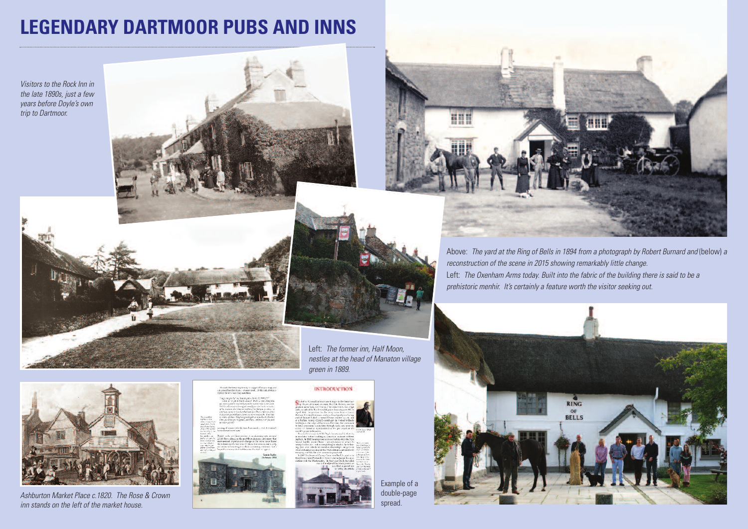# LEGENDARY DARTMOOR PUBS AND INNS

*Visitors to the Rock Inn in the late 1890s, just a few years before Doyle's own trip to Dartmoor.*

Above: *The yard at the Ring of Bells in 1894 from a photograph by Robert Burnard and* (below) *a reconstruction of the scene in 2015 showing remarkably little change.*

Left: *The Oxenham Arms today. Built into the fabric of the building there is said to be a prehistoric menhir. It's certainly a feature worth the visitor seeking out.*

Left: *The former inn, Half Moon, nestles at the head of Manaton village green in 1889.*

*Ashburton Market Place c.1820. The Rose & Crown inn stands on the left of the market house.*

Example of a double-page spread.